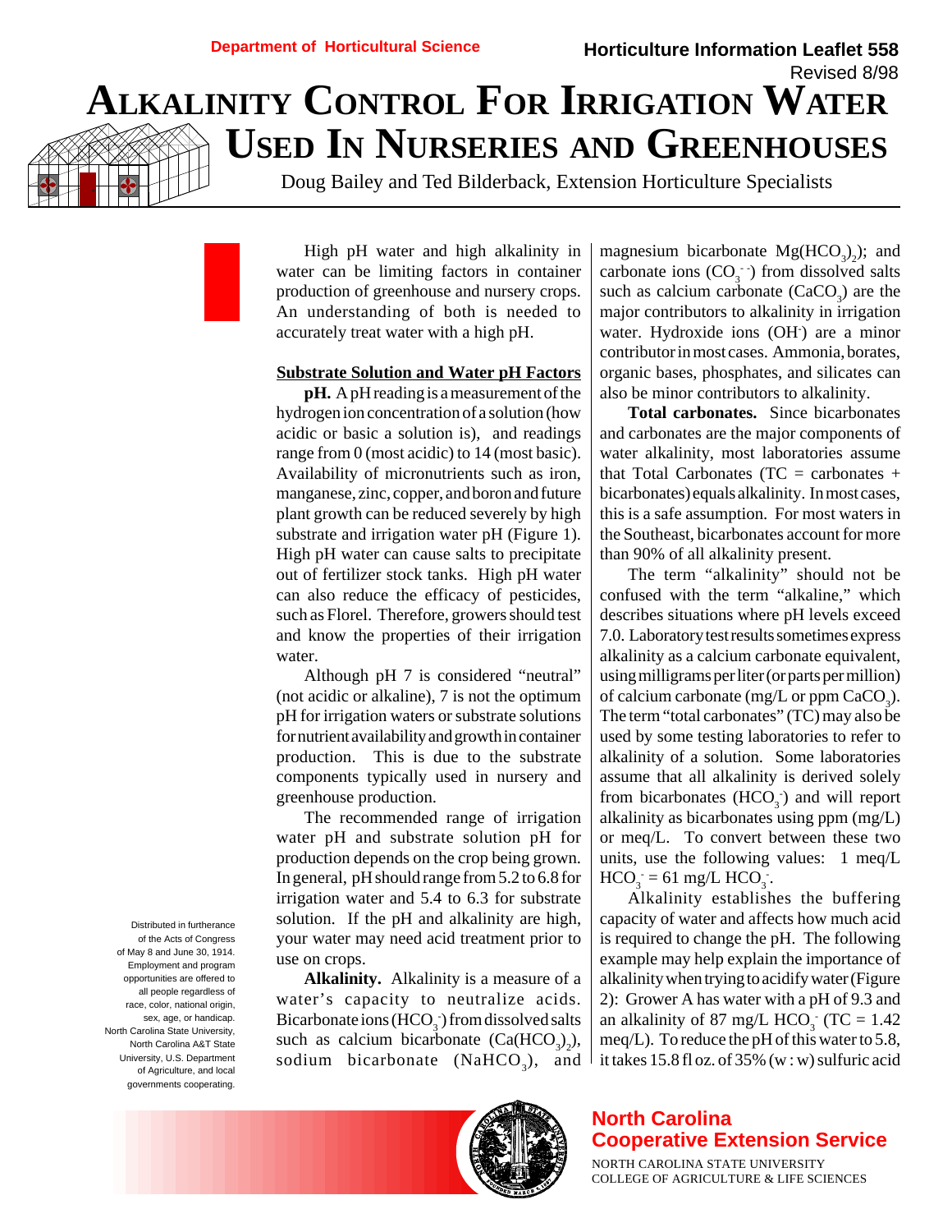Department of Horticultural Science

Horticulture Information Leaflet 558

Revised 8/98

# Alkalinity Control For Irrigation Water Used In Nurseries and Greenhouses

Doug Bailey and Ted Bilderback, Extension Horticulture Specialists

High pH water and high alkalinity in water can be limiting factors in container production of greenhouse and nursery crops. An understanding of both is needed to accurately treat water with a high pH.

## Substrate Solution and Water pH Factors

**pH.** A pH reading is a measurement of the hydrogen ion concentration of a solution (how acidic or basic a solution is), and readings range from 0 (most acidic) to 14 (most basic). Availability of micronutrients such as iron, manganese, zinc, copper, and boron and future plant growth can be reduced severely by high substrate and irrigation water pH (Figure 1). High pH water can cause salts to precipitate out of fertilizer stock tanks. High pH water can also reduce the efficacy of pesticides, such as Florel. Therefore, growers should test and know the properties of their irrigation water.

Although pH 7 is considered "neutral" (not acidic or alkaline), 7 is not the optimum pH for irrigation waters or substrate solutions for nutrient availability and growth in container production. This is due to the substrate components typically used in nursery and greenhouse production.

The recommended range of irrigation water pH and substrate solution pH for production depends on the crop being grown. In general, pH should range from 5.2 to 6.8 for irrigation water and 5.4 to 6.3 for substrate solution. If the pH and alkalinity are high, your water may need acid treatment prior to use on crops.

**Alkalinity.** Alkalinity is a measure of a water's capacity to neutralize acids. Bicarbonate ions ($HCO_3^-$) from dissolved salts such as calcium bicarbonate ($Ca(HCO_3)_2$), sodium bicarbonate ($NaHCO_3$), and magnesium bicarbonate $Mg(HCO_3)_2$); and carbonate ions ($CO_3^{--}$) from dissolved salts such as calcium carbonate ($CaCO_3$) are the major contributors to alkalinity in irrigation water. Hydroxide ions ($OH^-$) are a minor contributor in most cases. Ammonia, borates, organic bases, phosphates, and silicates can also be minor contributors to alkalinity.

**Total carbonates.** Since bicarbonates and carbonates are the major components of water alkalinity, most laboratories assume that Total Carbonates (TC = carbonates + bicarbonates) equals alkalinity. In most cases, this is a safe assumption. For most waters in the Southeast, bicarbonates account for more than 90% of all alkalinity present.

The term "alkalinity" should not be confused with the term "alkaline," which describes situations where pH levels exceed 7.0. Laboratory test results sometimes express alkalinity as a calcium carbonate equivalent, using milligrams per liter (or parts per million) of calcium carbonate (mg/L or ppm $CaCO_3$). The term "total carbonates" (TC) may also be used by some testing laboratories to refer to alkalinity of a solution. Some laboratories assume that all alkalinity is derived solely from bicarbonates ($HCO_3^-$) and will report alkalinity as bicarbonates using ppm (mg/L) or meq/L. To convert between these two units, use the following values: 1 meq/L $HCO_3^-$ = 61 mg/L $HCO_3^-$.

Alkalinity establishes the buffering capacity of water and affects how much acid is required to change the pH. The following example may help explain the importance of alkalinity when trying to acidify water (Figure 2): Grower A has water with a pH of 9.3 and an alkalinity of 87 mg/L $HCO_3^-$ (TC = 1.42 meq/L). To reduce the pH of this water to 5.8, it takes 15.8 fl oz. of 35% (w : w) sulfuric acid

Distributed in furtherance of the Acts of Congress of May 8 and June 30, 1914. Employment and program opportunities are offered to all people regardless of race, color, national origin, sex, age, or handicap. North Carolina State University, North Carolina A&T State University, U.S. Department of Agriculture, and local governments cooperating.

North Carolina Cooperative Extension Service

NORTH CAROLINA STATE UNIVERSITY
COLLEGE OF AGRICULTURE & LIFE SCIENCES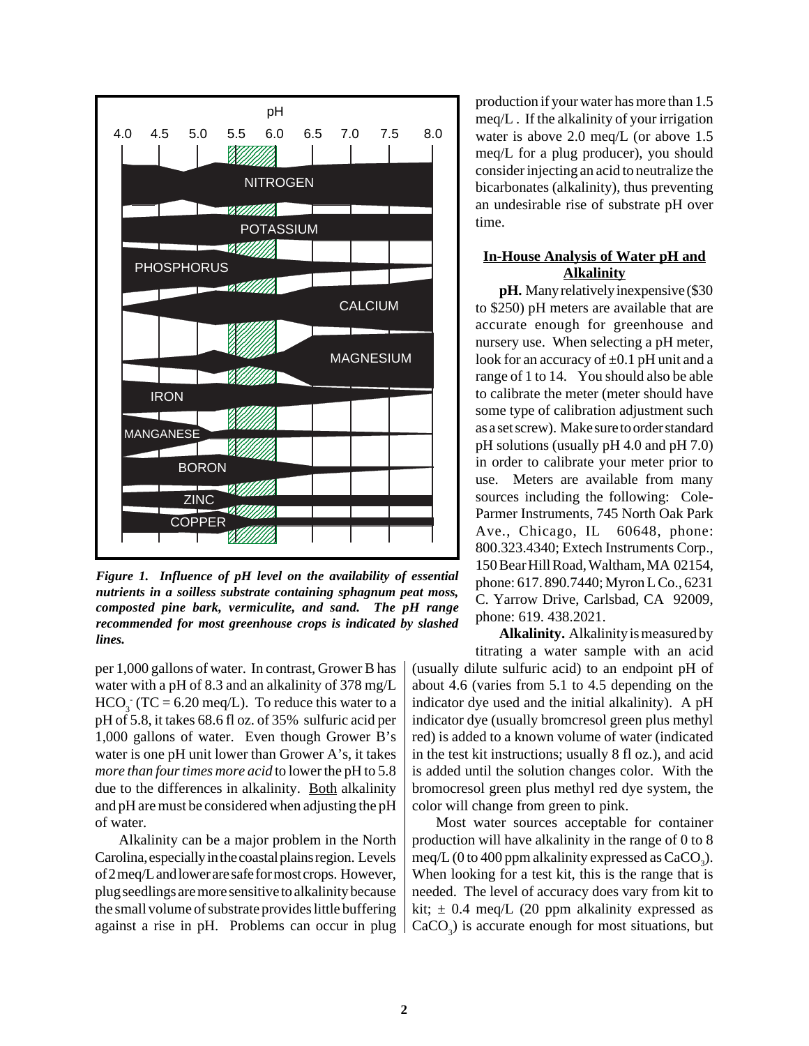Figure 1. Influence of pH level on the availability of essential nutrients in a soilless substrate containing sphagnum peat moss, composted pine bark, vermiculite, and sand. The pH range recommended for most greenhouse crops is indicated by slashed lines.

per 1,000 gallons of water. In contrast, Grower B has water with a pH of 8.3 and an alkalinity of 378 mg/L $HCO_3^-$ (TC = 6.20 meq/L). To reduce this water to a pH of 5.8, it takes 68.6 fl oz. of 35% sulfuric acid per 1,000 gallons of water. Even though Grower B's water is one pH unit lower than Grower A's, it takes *more than four times more acid* to lower the pH to 5.8 due to the differences in alkalinity. Both alkalinity and pH are must be considered when adjusting the pH of water.

Alkalinity can be a major problem in the North Carolina, especially in the coastal plains region. Levels of 2 meq/L and lower are safe for most crops. However, plug seedlings are more sensitive to alkalinity because the small volume of substrate provides little buffering against a rise in pH. Problems can occur in plug production if your water has more than 1.5 meq/L. If the alkalinity of your irrigation water is above 2.0 meq/L (or above 1.5 meq/L for a plug producer), you should consider injecting an acid to neutralize the bicarbonates (alkalinity), thus preventing an undesirable rise of substrate pH over time.

## In-House Analysis of Water pH and Alkalinity

**pH.** Many relatively inexpensive ($30 to $250) pH meters are available that are accurate enough for greenhouse and nursery use. When selecting a pH meter, look for an accuracy of ±0.1 pH unit and a range of 1 to 14. You should also be able to calibrate the meter (meter should have some type of calibration adjustment such as a set screw). Make sure to order standard pH solutions (usually pH 4.0 and pH 7.0) in order to calibrate your meter prior to use. Meters are available from many sources including the following: Cole-Parmer Instruments, 745 North Oak Park Ave., Chicago, IL 60648, phone: 800.323.4340; Extech Instruments Corp., 150 Bear Hill Road, Waltham, MA 02154, phone: 617. 890.7440; Myron L Co., 6231 C. Yarrow Drive, Carlsbad, CA 92009, phone: 619. 438.2021.

**Alkalinity.** Alkalinity is measured by titrating a water sample with an acid (usually dilute sulfuric acid) to an endpoint pH of about 4.6 (varies from 5.1 to 4.5 depending on the indicator dye used and the initial alkalinity). A pH indicator dye (usually bromcresol green plus methyl red) is added to a known volume of water (indicated in the test kit instructions; usually 8 fl oz.), and acid is added until the solution changes color. With the bromocresol green plus methyl red dye system, the color will change from green to pink.

Most water sources acceptable for container production will have alkalinity in the range of 0 to 8 meq/L (0 to 400 ppm alkalinity expressed as $CaCO_3$). When looking for a test kit, this is the range that is needed. The level of accuracy does vary from kit to kit; ± 0.4 meq/L (20 ppm alkalinity expressed as $CaCO_3$) is accurate enough for most situations, but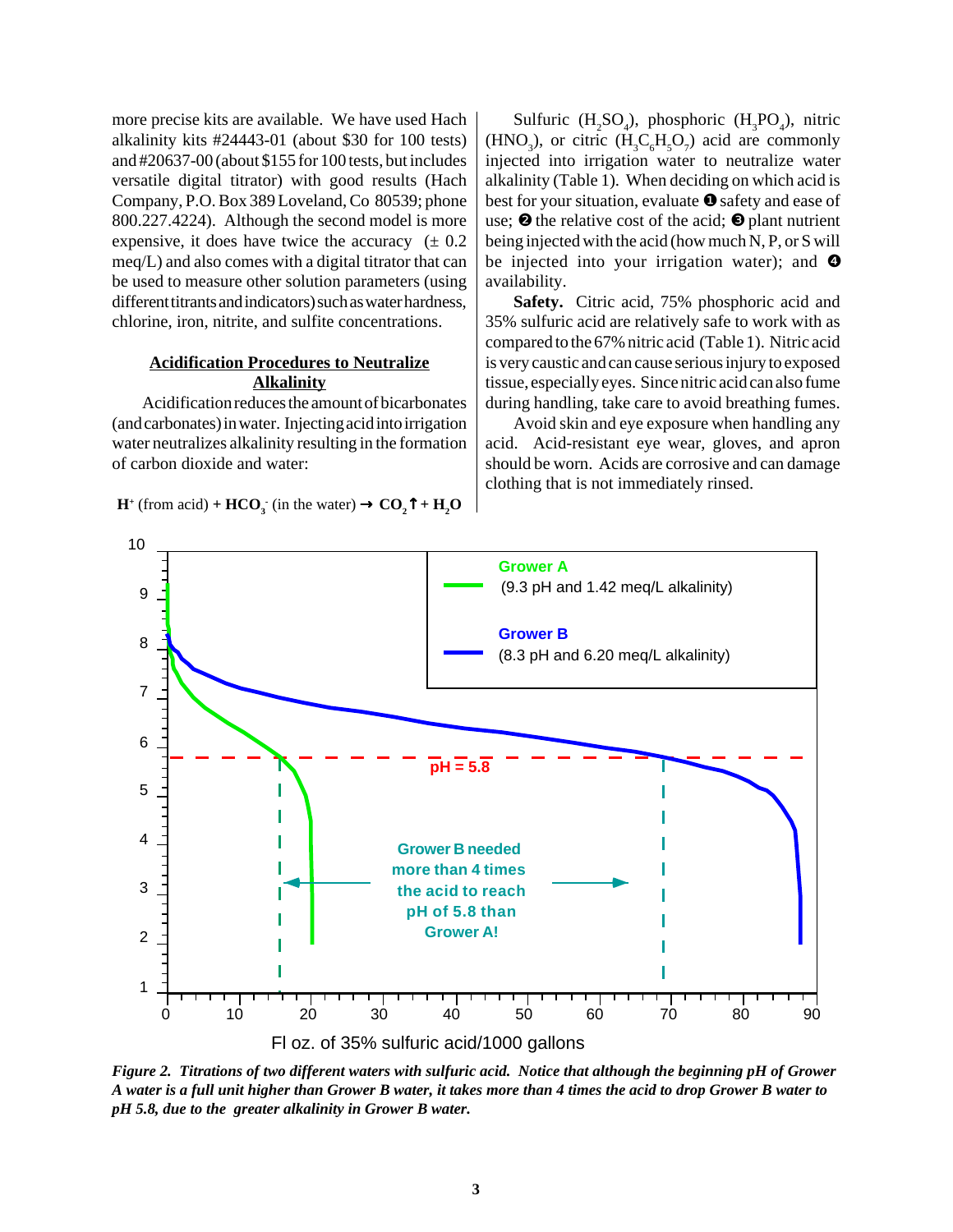more precise kits are available. We have used Hach alkalinity kits #24443-01 (about $30 for 100 tests) and #20637-00 (about $155 for 100 tests, but includes versatile digital titrator) with good results (Hach Company, P.O. Box 389 Loveland, Co 80539; phone 800.227.4224). Although the second model is more expensive, it does have twice the accuracy (± 0.2 meq/L) and also comes with a digital titrator that can be used to measure other solution parameters (using different titrants and indicators) such as water hardness, chlorine, iron, nitrite, and sulfite concentrations.

## Acidification Procedures to Neutralize Alkalinity

Acidification reduces the amount of bicarbonates (and carbonates) in water. Injecting acid into irrigation water neutralizes alkalinity resulting in the formation of carbon dioxide and water:

$$H^+ \text{ (from acid)} + HCO_3^- \text{ (in the water)} \rightarrow CO_2\uparrow + H_2O$$

Sulfuric ($H_2SO_4$), phosphoric ($H_3PO_4$), nitric ($HNO_3$), or citric ($H_3C_6H_5O_7$) acid are commonly injected into irrigation water to neutralize water alkalinity (Table 1). When deciding on which acid is best for your situation, evaluate ❶ safety and ease of use; ❷ the relative cost of the acid; ❸ plant nutrient being injected with the acid (how much N, P, or S will be injected into your irrigation water); and ❹ availability.

**Safety.** Citric acid, 75% phosphoric acid and 35% sulfuric acid are relatively safe to work with as compared to the 67% nitric acid (Table 1). Nitric acid is very caustic and can cause serious injury to exposed tissue, especially eyes. Since nitric acid can also fume during handling, take care to avoid breathing fumes.

Avoid skin and eye exposure when handling any acid. Acid-resistant eye wear, gloves, and apron should be worn. Acids are corrosive and can damage clothing that is not immediately rinsed.

*Figure 2. Titrations of two different waters with sulfuric acid. Notice that although the beginning pH of Grower A water is a full unit higher than Grower B water, it takes more than 4 times the acid to drop Grower B water to pH 5.8, due to the greater alkalinity in Grower B water.*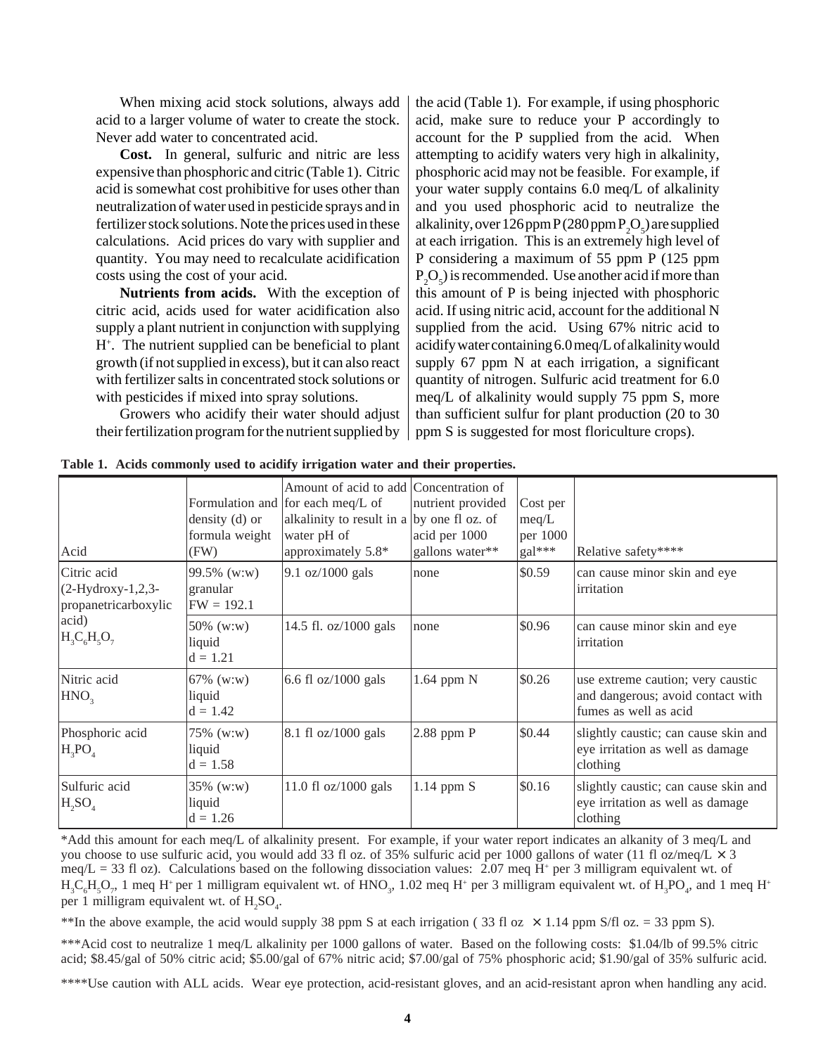When mixing acid stock solutions, always add acid to a larger volume of water to create the stock. Never add water to concentrated acid.

**Cost.** In general, sulfuric and nitric are less expensive than phosphoric and citric (Table 1). Citric acid is somewhat cost prohibitive for uses other than neutralization of water used in pesticide sprays and in fertilizer stock solutions. Note the prices used in these calculations. Acid prices do vary with supplier and quantity. You may need to recalculate acidification costs using the cost of your acid.

**Nutrients from acids.** With the exception of citric acid, acids used for water acidification also supply a plant nutrient in conjunction with supplying $H^+$. The nutrient supplied can be beneficial to plant growth (if not supplied in excess), but it can also react with fertilizer salts in concentrated stock solutions or with pesticides if mixed into spray solutions.

Growers who acidify their water should adjust their fertilization program for the nutrient supplied by the acid (Table 1). For example, if using phosphoric acid, make sure to reduce your P accordingly to account for the P supplied from the acid. When attempting to acidify waters very high in alkalinity, phosphoric acid may not be feasible. For example, if your water supply contains 6.0 meq/L of alkalinity and you used phosphoric acid to neutralize the alkalinity, over 126 ppm P (280 ppm $P_2O_5$) are supplied at each irrigation. This is an extremely high level of P considering a maximum of 55 ppm P (125 ppm $P_2O_5$) is recommended. Use another acid if more than this amount of P is being injected with phosphoric acid. If using nitric acid, account for the additional N supplied from the acid. Using 67% nitric acid to acidify water containing 6.0 meq/L of alkalinity would supply 67 ppm N at each irrigation, a significant quantity of nitrogen. Sulfuric acid treatment for 6.0 meq/L of alkalinity would supply 75 ppm S, more than sufficient sulfur for plant production (20 to 30 ppm S is suggested for most floriculture crops).

**Table 1. Acids commonly used to acidify irrigation water and their properties.**

| Acid | Formulation and density (d) or formula weight (FW) | Amount of acid to add for each meq/L of alkalinity to result in a water pH of approximately 5.8* | Concentration of nutrient provided by one fl oz. of acid per 1000 gallons water** | Cost per meq/L per 1000 gal*** | Relative safety**** |
|---|---|---|---|---|---|
| Citric acid (2-Hydroxy-1,2,3-propanetricarboxylic acid) $H_3C_6H_5O_7$ | 99.5% (w:w) granular FW = 192.1 | 9.1 oz/1000 gals | none | $0.59 | can cause minor skin and eye irritation |
| | 50% (w:w) liquid d = 1.21 | 14.5 fl. oz/1000 gals | none | $0.96 | can cause minor skin and eye irritation |
| Nitric acid $HNO_3$ | 67% (w:w) liquid d = 1.42 | 6.6 fl oz/1000 gals | 1.64 ppm N | $0.26 | use extreme caution; very caustic and dangerous; avoid contact with fumes as well as acid |
| Phosphoric acid $H_3PO_4$ | 75% (w:w) liquid d = 1.58 | 8.1 fl oz/1000 gals | 2.88 ppm P | $0.44 | slightly caustic; can cause skin and eye irritation as well as damage clothing |
| Sulfuric acid $H_2SO_4$ | 35% (w:w) liquid d = 1.26 | 11.0 fl oz/1000 gals | 1.14 ppm S | $0.16 | slightly caustic; can cause skin and eye irritation as well as damage clothing |

*Add this amount for each meq/L of alkalinity present. For example, if your water report indicates an alkanity of 3 meq/L and you choose to use sulfuric acid, you would add 33 fl oz. of 35% sulfuric acid per 1000 gallons of water (11 fl oz/meq/L $\times$ 3 meq/L = 33 fl oz). Calculations based on the following dissociation values: 2.07 meq $H^+$ per 3 milligram equivalent wt. of $H_3C_6H_5O_7$, 1 meq $H^+$ per 1 milligram equivalent wt. of $HNO_3$, 1.02 meq $H^+$ per 3 milligram equivalent wt. of $H_3PO_4$, and 1 meq $H^+$ per 1 milligram equivalent wt. of $H_2SO_4$.

**In the above example, the acid would supply 38 ppm S at each irrigation ( 33 fl oz $\times$ 1.14 ppm S/fl oz. = 33 ppm S).

***Acid cost to neutralize 1 meq/L alkalinity per 1000 gallons of water. Based on the following costs: $1.04/lb of 99.5% citric acid; $8.45/gal of 50% citric acid; $5.00/gal of 67% nitric acid; $7.00/gal of 75% phosphoric acid; $1.90/gal of 35% sulfuric acid.

****Use caution with ALL acids. Wear eye protection, acid-resistant gloves, and an acid-resistant apron when handling any acid.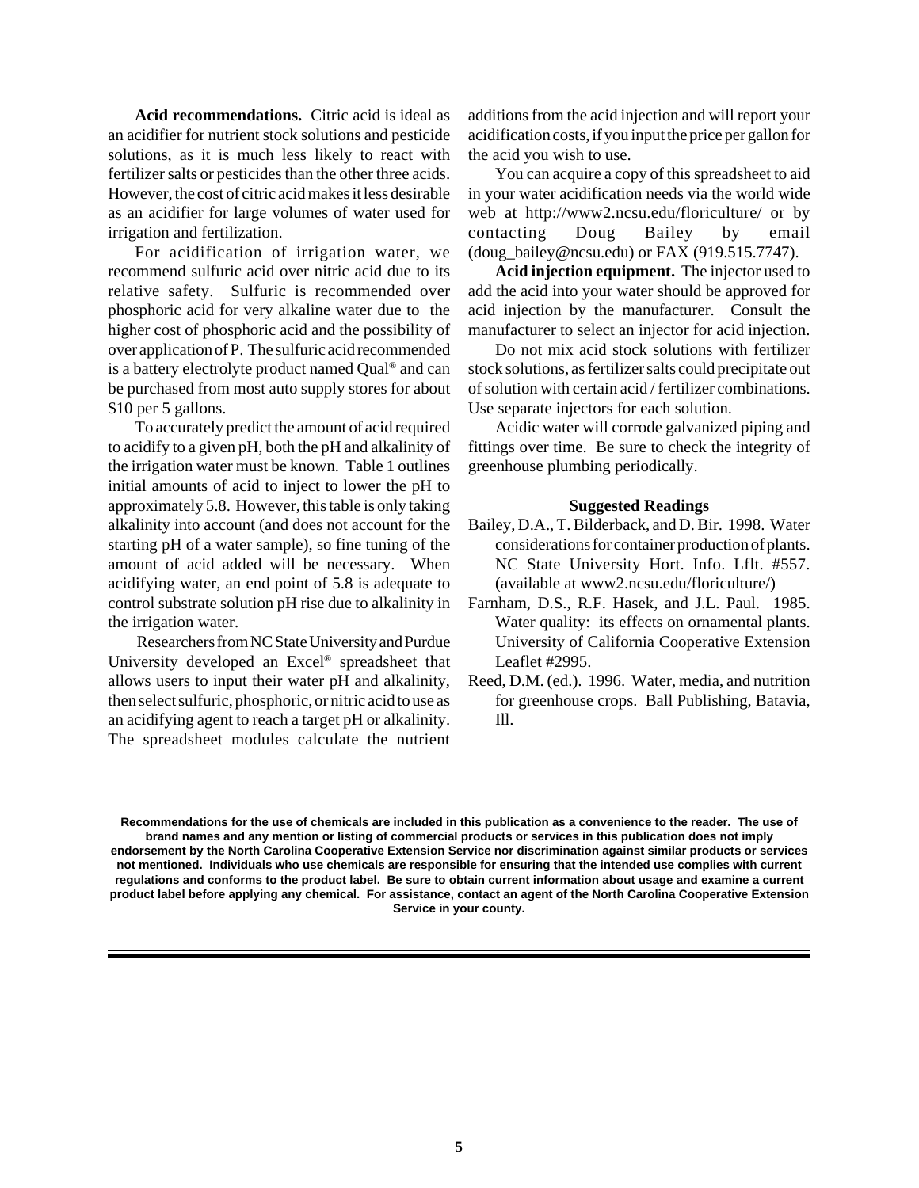**Acid recommendations.** Citric acid is ideal as an acidifier for nutrient stock solutions and pesticide solutions, as it is much less likely to react with fertilizer salts or pesticides than the other three acids. However, the cost of citric acid makes it less desirable as an acidifier for large volumes of water used for irrigation and fertilization.

For acidification of irrigation water, we recommend sulfuric acid over nitric acid due to its relative safety. Sulfuric is recommended over phosphoric acid for very alkaline water due to the higher cost of phosphoric acid and the possibility of over application of P. The sulfuric acid recommended is a battery electrolyte product named Qual® and can be purchased from most auto supply stores for about $10 per 5 gallons.

To accurately predict the amount of acid required to acidify to a given pH, both the pH and alkalinity of the irrigation water must be known. Table 1 outlines initial amounts of acid to inject to lower the pH to approximately 5.8. However, this table is only taking alkalinity into account (and does not account for the starting pH of a water sample), so fine tuning of the amount of acid added will be necessary. When acidifying water, an end point of 5.8 is adequate to control substrate solution pH rise due to alkalinity in the irrigation water.

Researchers from NC State University and Purdue University developed an Excel® spreadsheet that allows users to input their water pH and alkalinity, then select sulfuric, phosphoric, or nitric acid to use as an acidifying agent to reach a target pH or alkalinity. The spreadsheet modules calculate the nutrient additions from the acid injection and will report your acidification costs, if you input the price per gallon for the acid you wish to use.

You can acquire a copy of this spreadsheet to aid in your water acidification needs via the world wide web at http://www2.ncsu.edu/floriculture/ or by contacting Doug Bailey by email (doug_bailey@ncsu.edu) or FAX (919.515.7747).

**Acid injection equipment.** The injector used to add the acid into your water should be approved for acid injection by the manufacturer. Consult the manufacturer to select an injector for acid injection.

Do not mix acid stock solutions with fertilizer stock solutions, as fertilizer salts could precipitate out of solution with certain acid / fertilizer combinations. Use separate injectors for each solution.

Acidic water will corrode galvanized piping and fittings over time. Be sure to check the integrity of greenhouse plumbing periodically.

### Suggested Readings

Bailey, D.A., T. Bilderback, and D. Bir. 1998. Water considerations for container production of plants. NC State University Hort. Info. Lflt. #557. (available at www2.ncsu.edu/floriculture/)

Farnham, D.S., R.F. Hasek, and J.L. Paul. 1985. Water quality: its effects on ornamental plants. University of California Cooperative Extension Leaflet #2995.

Reed, D.M. (ed.). 1996. Water, media, and nutrition for greenhouse crops. Ball Publishing, Batavia, Ill.

**Recommendations for the use of chemicals are included in this publication as a convenience to the reader. The use of brand names and any mention or listing of commercial products or services in this publication does not imply endorsement by the North Carolina Cooperative Extension Service nor discrimination against similar products or services not mentioned. Individuals who use chemicals are responsible for ensuring that the intended use complies with current regulations and conforms to the product label. Be sure to obtain current information about usage and examine a current product label before applying any chemical. For assistance, contact an agent of the North Carolina Cooperative Extension Service in your county.**